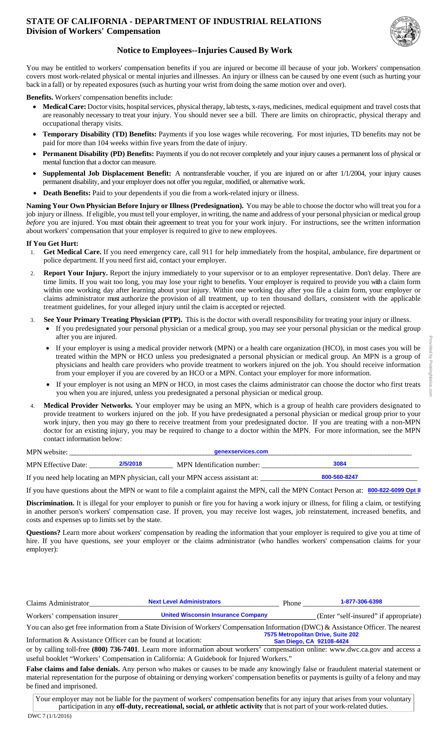# STATE OF CALIFORNIA - DEPARTMENT OF INDUSTRIAL RELATIONS
## Division of Workers' Compensation

### Notice to Employees--Injuries Caused By Work

You may be entitled to workers' compensation benefits if you are injured or become ill because of your job. Workers' compensation covers most work-related physical or mental injuries and illnesses. An injury or illness can be caused by one event (such as hurting your back in a fall) or by repeated exposures (such as hurting your wrist from doing the same motion over and over).

**Benefits.** Workers' compensation benefits include:

- **Medical Care:** Doctor visits, hospital services, physical therapy, lab tests, x-rays, medicines, medical equipment and travel costs that are reasonably necessary to treat your injury. You should never see a bill. There are limits on chiropractic, physical therapy and occupational therapy visits.
- **Temporary Disability (TD) Benefits:** Payments if you lose wages while recovering. For most injuries, TD benefits may not be paid for more than 104 weeks within five years from the date of injury.
- **Permanent Disability (PD) Benefits:** Payments if you do not recover completely and your injury causes a permanent loss of physical or mental function that a doctor can measure.
- **Supplemental Job Displacement Benefit:** A nontransferable voucher, if you are injured on or after 1/1/2004, your injury causes permanent disability, and your employer does not offer you regular, modified, or alternative work.
- **Death Benefits:** Paid to your dependents if you die from a work-related injury or illness.

**Naming Your Own Physician Before Injury or Illness (Predesignation).** You may be able to choose the doctor who will treat you for a job injury or illness. If eligible, you must tell your employer, in writing, the name and address of your personal physician or medical group *before* you are injured. You must obtain their agreement to treat you for your work injury. For instructions, see the written information about workers' compensation that your employer is required to give to new employees.

**If You Get Hurt:**

1. **Get Medical Care.** If you need emergency care, call 911 for help immediately from the hospital, ambulance, fire department or police department. If you need first aid, contact your employer.
2. **Report Your Injury.** Report the injury immediately to your supervisor or to an employer representative. Don't delay. There are time limits. If you wait too long, you may lose your right to benefits. Your employer is required to provide you with a claim form within one working day after learning about your injury. Within one working day after you file a claim form, your employer or claims administrator must authorize the provision of all treatment, up to ten thousand dollars, consistent with the applicable treatment guidelines, for your alleged injury until the claim is accepted or rejected.
3. **See Your Primary Treating Physician (PTP).** This is the doctor with overall responsibility for treating your injury or illness.
   - If you predesignated your personal physician or a medical group, you may see your personal physician or the medical group after you are injured.
   - If your employer is using a medical provider network (MPN) or a health care organization (HCO), in most cases you will be treated within the MPN or HCO unless you predesignated a personal physician or medical group. An MPN is a group of physicians and health care providers who provide treatment to workers injured on the job. You should receive information from your employer if you are covered by an HCO or a MPN. Contact your employer for more information.
   - If your employer is not using an MPN or HCO, in most cases the claims administrator can choose the doctor who first treats you when you are injured, unless you predesignated a personal physician or medical group.
4. **Medical Provider Networks.** Your employer may be using an MPN, which is a group of health care providers designated to provide treatment to workers injured on the job. If you have predesignated a personal physician or medical group prior to your work injury, then you may go there to receive treatment from your predesignated doctor. If you are treating with a non-MPN doctor for an existing injury, you may be required to change to a doctor within the MPN. For more information, see the MPN contact information below:

MPN website: genexservices.com

MPN Effective Date: 2/5/2018 MPN Identification number: 3084

If you need help locating an MPN physician, call your MPN access assistant at: 800-560-8247

If you have questions about the MPN or want to file a complaint against the MPN, call the MPN Contact Person at: 800-822-6099 Opt 8

**Discrimination.** It is illegal for your employer to punish or fire you for having a work injury or illness, for filing a claim, or testifying in another person's workers' compensation case. If proven, you may receive lost wages, job reinstatement, increased benefits, and costs and expenses up to limits set by the state.

**Questions?** Learn more about workers' compensation by reading the information that your employer is required to give you at time of hire. If you have questions, see your employer or the claims administrator (who handles workers' compensation claims for your employer):

Claims Administrator: Next Level Administrators Phone: 1-877-306-6398

Workers' compensation insurer: United Wisconsin Insurance Company (Enter "self-insured" if appropriate)

You can also get free information from a State Division of Workers' Compensation Information (DWC) & Assistance Officer. The nearest Information & Assistance Officer can be found at location: 7575 Metropolitan Drive, Suite 202 San Diego, CA 92108-4424 or by calling toll-free **(800) 736-7401**. Learn more information about workers' compensation online: www.dwc.ca.gov and access a useful booklet "Workers' Compensation in California: A Guidebook for Injured Workers."

**False claims and false denials.** Any person who makes or causes to be made any knowingly false or fraudulent material statement or material representation for the purpose of obtaining or denying workers' compensation benefits or payments is guilty of a felony and may be fined and imprisoned.

Your employer may not be liable for the payment of workers' compensation benefits for any injury that arises from your voluntary participation in any **off-duty, recreational, social, or athletic activity** that is not part of your work-related duties.

DWC 7 (1/1/2016)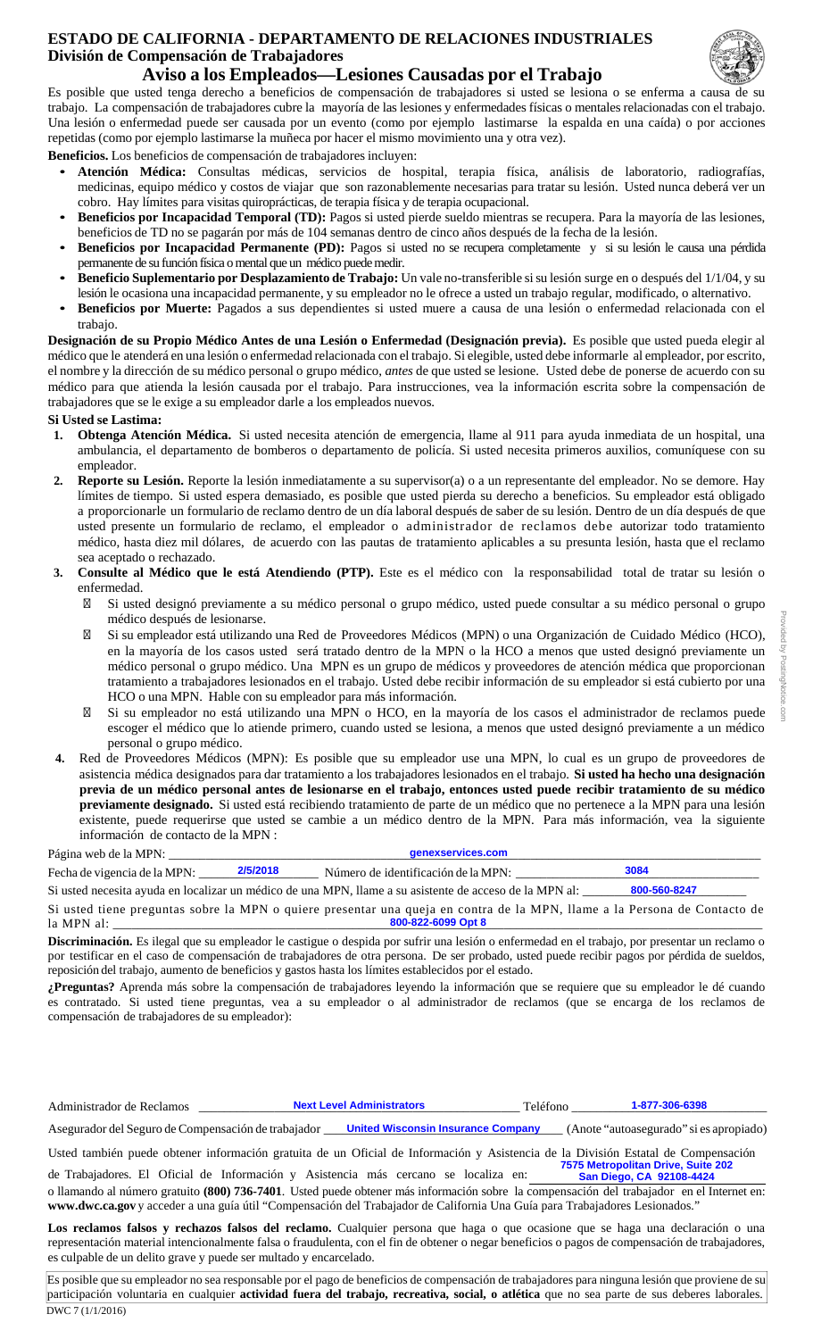# ESTADO DE CALIFORNIA - DEPARTAMENTO DE RELACIONES INDUSTRIALES

## División de Compensación de Trabajadores

## Aviso a los Empleados—Lesiones Causadas por el Trabajo

Es posible que usted tenga derecho a beneficios de compensación de trabajadores si usted se lesiona o se enferma a causa de su trabajo. La compensación de trabajadores cubre la mayoría de las lesiones y enfermedades físicas o mentales relacionadas con el trabajo. Una lesión o enfermedad puede ser causada por un evento (como por ejemplo lastimarse la espalda en una caída) o por acciones repetidas (como por ejemplo lastimarse la muñeca por hacer el mismo movimiento una y otra vez).

**Beneficios.** Los beneficios de compensación de trabajadores incluyen:

- **Atención Médica:** Consultas médicas, servicios de hospital, terapia física, análisis de laboratorio, radiografías, medicinas, equipo médico y costos de viajar que son razonablemente necesarias para tratar su lesión. Usted nunca deberá ver un cobro. Hay límites para visitas quiroprácticas, de terapia física y de terapia ocupacional.
- **Beneficios por Incapacidad Temporal (TD):** Pagos si usted pierde sueldo mientras se recupera. Para la mayoría de las lesiones, beneficios de TD no se pagarán por más de 104 semanas dentro de cinco años después de la fecha de la lesión.
- **Beneficios por Incapacidad Permanente (PD):** Pagos si usted no se recupera completamente y si su lesión le causa una pérdida permanente de su función física o mental que un médico puede medir.
- **Beneficio Suplementario por Desplazamiento de Trabajo:** Un vale no-transferible si su lesión surge en o después del 1/1/04, y su lesión le ocasiona una incapacidad permanente, y su empleador no le ofrece a usted un trabajo regular, modificado, o alternativo.
- **Beneficios por Muerte:** Pagados a sus dependientes si usted muere a causa de una lesión o enfermedad relacionada con el trabajo.

**Designación de su Propio Médico Antes de una Lesión o Enfermedad (Designación previa).** Es posible que usted pueda elegir al médico que le atenderá en una lesión o enfermedad relacionada con el trabajo. Si elegible, usted debe informarle al empleador, por escrito, el nombre y la dirección de su médico personal o grupo médico, *antes* de que usted se lesione. Usted debe de ponerse de acuerdo con su médico para que atienda la lesión causada por el trabajo. Para instrucciones, vea la información escrita sobre la compensación de trabajadores que se le exige a su empleador darle a los empleados nuevos.

**Si Usted se Lastima:**

1. **Obtenga Atención Médica.** Si usted necesita atención de emergencia, llame al 911 para ayuda inmediata de un hospital, una ambulancia, el departamento de bomberos o departamento de policía. Si usted necesita primeros auxilios, comuníquese con su empleador.
2. **Reporte su Lesión.** Reporte la lesión inmediatamente a su supervisor(a) o a un representante del empleador. No se demore. Hay límites de tiempo. Si usted espera demasiado, es posible que usted pierda su derecho a beneficios. Su empleador está obligado a proporcionarle un formulario de reclamo dentro de un día laboral después de saber de su lesión. Dentro de un día después de que usted presente un formulario de reclamo, el empleador o administrador de reclamos debe autorizar todo tratamiento médico, hasta diez mil dólares, de acuerdo con las pautas de tratamiento aplicables a su presunta lesión, hasta que el reclamo sea aceptado o rechazado.
3. **Consulte al Médico que le está Atendiendo (PTP).** Este es el médico con la responsabilidad total de tratar su lesión o enfermedad.
   - Si usted designó previamente a su médico personal o grupo médico, usted puede consultar a su médico personal o grupo médico después de lesionarse.
   - Si su empleador está utilizando una Red de Proveedores Médicos (MPN) o una Organización de Cuidado Médico (HCO), en la mayoría de los casos usted será tratado dentro de la MPN o la HCO a menos que usted designó previamente un médico personal o grupo médico. Una MPN es un grupo de médicos y proveedores de atención médica que proporcionan tratamiento a trabajadores lesionados en el trabajo. Usted debe recibir información de su empleador si está cubierto por una HCO o una MPN. Hable con su empleador para más información.
   - Si su empleador no está utilizando una MPN o HCO, en la mayoría de los casos el administrador de reclamos puede escoger el médico que lo atiende primero, cuando usted se lesiona, a menos que usted designó previamente a un médico personal o grupo médico.
4. Red de Proveedores Médicos (MPN): Es posible que su empleador use una MPN, lo cual es un grupo de proveedores de asistencia médica designados para dar tratamiento a los trabajadores lesionados en el trabajo. **Si usted ha hecho una designación previa de un médico personal antes de lesionarse en el trabajo, entonces usted puede recibir tratamiento de su médico previamente designado.** Si usted está recibiendo tratamiento de parte de un médico que no pertenece a la MPN para una lesión existente, puede requerirse que usted se cambie a un médico dentro de la MPN. Para más información, vea la siguiente información de contacto de la MPN :

Página web de la MPN: genexservices.com

Fecha de vigencia de la MPN: 2/5/2018 Número de identificación de la MPN: 3084

Si usted necesita ayuda en localizar un médico de una MPN, llame a su asistente de acceso de la MPN al: 800-560-8247

Si usted tiene preguntas sobre la MPN o quiere presentar una queja en contra de la MPN, llame a la Persona de Contacto de la MPN al: 800-822-6099 Opt 8

**Discriminación.** Es ilegal que su empleador le castigue o despida por sufrir una lesión o enfermedad en el trabajo, por presentar un reclamo o por testificar en el caso de compensación de trabajadores de otra persona. De ser probado, usted puede recibir pagos por pérdida de sueldos, reposición del trabajo, aumento de beneficios y gastos hasta los límites establecidos por el estado.

**¿Preguntas?** Aprenda más sobre la compensación de trabajadores leyendo la información que se requiere que su empleador le dé cuando es contratado. Si usted tiene preguntas, vea a su empleador o al administrador de reclamos (que se encarga de los reclamos de compensación de trabajadores de su empleador):

Administrador de Reclamos: Next Level Administrators Teléfono: 1-877-306-6398

Asegurador del Seguro de Compensación de trabajador: United Wisconsin Insurance Company (Anote "autoasegurado" si es apropiado)

Usted también puede obtener información gratuita de un Oficial de Información y Asistencia de la División Estatal de Compensación de Trabajadores. El Oficial de Información y Asistencia más cercano se localiza en: 7575 Metropolitan Drive, Suite 202 San Diego, CA 92108-4424 o llamando al número gratuito **(800) 736-7401**. Usted puede obtener más información sobre la compensación del trabajador en el Internet en: **www.dwc.ca.gov** y acceder a una guía útil "Compensación del Trabajador de California Una Guía para Trabajadores Lesionados."

**Los reclamos falsos y rechazos falsos del reclamo.** Cualquier persona que haga o que ocasione que se haga una declaración o una representación material intencionalmente falsa o fraudulenta, con el fin de obtener o negar beneficios o pagos de compensación de trabajadores, es culpable de un delito grave y puede ser multado y encarcelado.

Es posible que su empleador no sea responsable por el pago de beneficios de compensación de trabajadores para ninguna lesión que proviene de su participación voluntaria en cualquier **actividad fuera del trabajo, recreativa, social, o atlética** que no sea parte de sus deberes laborales.

DWC 7 (1/1/2016)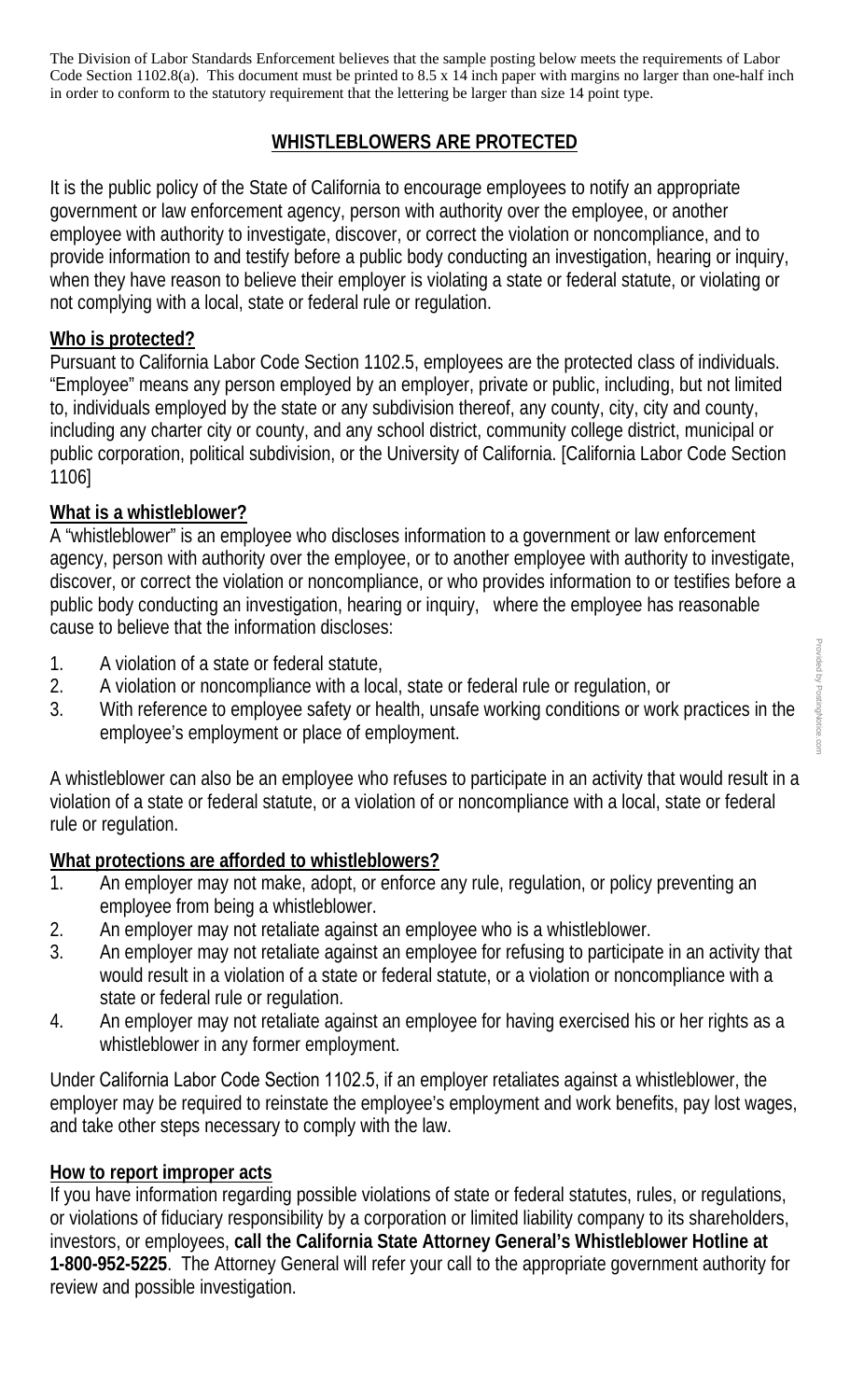The Division of Labor Standards Enforcement believes that the sample posting below meets the requirements of Labor Code Section 1102.8(a). This document must be printed to 8.5 x 14 inch paper with margins no larger than one-half inch in order to conform to the statutory requirement that the lettering be larger than size 14 point type.

# WHISTLEBLOWERS ARE PROTECTED

It is the public policy of the State of California to encourage employees to notify an appropriate government or law enforcement agency, person with authority over the employee, or another employee with authority to investigate, discover, or correct the violation or noncompliance, and to provide information to and testify before a public body conducting an investigation, hearing or inquiry, when they have reason to believe their employer is violating a state or federal statute, or violating or not complying with a local, state or federal rule or regulation.

## Who is protected?

Pursuant to California Labor Code Section 1102.5, employees are the protected class of individuals. "Employee" means any person employed by an employer, private or public, including, but not limited to, individuals employed by the state or any subdivision thereof, any county, city, city and county, including any charter city or county, and any school district, community college district, municipal or public corporation, political subdivision, or the University of California. [California Labor Code Section 1106]

## What is a whistleblower?

A "whistleblower" is an employee who discloses information to a government or law enforcement agency, person with authority over the employee, or to another employee with authority to investigate, discover, or correct the violation or noncompliance, or who provides information to or testifies before a public body conducting an investigation, hearing or inquiry, where the employee has reasonable cause to believe that the information discloses:

1. A violation of a state or federal statute,
2. A violation or noncompliance with a local, state or federal rule or regulation, or
3. With reference to employee safety or health, unsafe working conditions or work practices in the employee's employment or place of employment.

A whistleblower can also be an employee who refuses to participate in an activity that would result in a violation of a state or federal statute, or a violation of or noncompliance with a local, state or federal rule or regulation.

## What protections are afforded to whistleblowers?

1. An employer may not make, adopt, or enforce any rule, regulation, or policy preventing an employee from being a whistleblower.
2. An employer may not retaliate against an employee who is a whistleblower.
3. An employer may not retaliate against an employee for refusing to participate in an activity that would result in a violation of a state or federal statute, or a violation or noncompliance with a state or federal rule or regulation.
4. An employer may not retaliate against an employee for having exercised his or her rights as a whistleblower in any former employment.

Under California Labor Code Section 1102.5, if an employer retaliates against a whistleblower, the employer may be required to reinstate the employee's employment and work benefits, pay lost wages, and take other steps necessary to comply with the law.

## How to report improper acts

If you have information regarding possible violations of state or federal statutes, rules, or regulations, or violations of fiduciary responsibility by a corporation or limited liability company to its shareholders, investors, or employees, **call the California State Attorney General's Whistleblower Hotline at 1-800-952-5225**. The Attorney General will refer your call to the appropriate government authority for review and possible investigation.